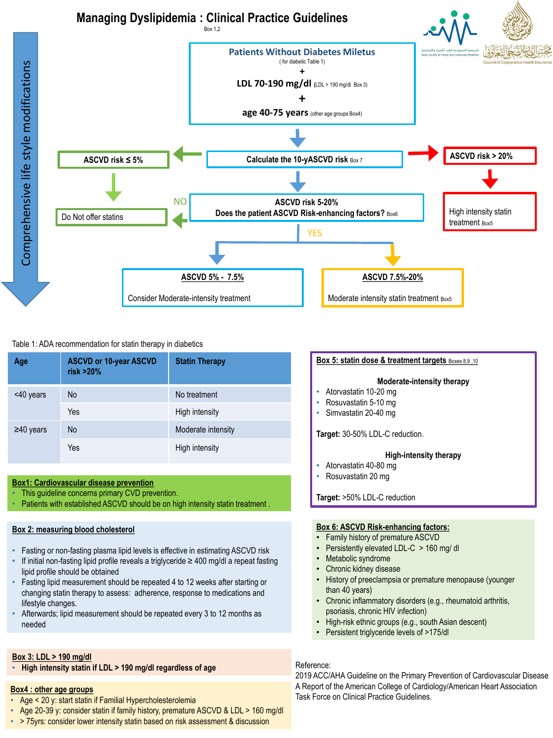# Managing Dyslipidemia : Clinical Practice Guidelines

Box 1,2

Comprehensive life style modifications

**Patients Without Diabetes Miletus**
( for diabetic Table 1)
+
**LDL 70-190 mg/dl** (LDL > 190 mg/dl Box 3)
+
**age 40-75 years** (other age groups Box4)

**Calculate the 10-yASCVD risk** Box 7

- **ASCVD risk ≤ 5%** → Do Not offer statins
- **ASCVD risk > 20%** → High intensity statin treatment Box5
- **ASCVD risk 5-20%**
  **Does the patient ASCVD Risk-enhancing factors?** Box6
  - NO → Do Not offer statins
  - YES →
    - **ASCVD 5% - 7.5%**: Consider Moderate-intensity treatment
    - **ASCVD 7.5%-20%**: Moderate intensity statin treatment Box5

Table 1: ADA recommendation for statin therapy in diabetics

| Age | ASCVD or 10-year ASCVD risk >20% | Statin Therapy |
|---|---|---|
| <40 years | No | No treatment |
| | Yes | High intensity |
| ≥40 years | No | Moderate intensity |
| | Yes | High intensity |

**Box1: Cardiovascular disease prevention**
- This guideline concerns primary CVD prevention.
- Patients with established ASCVD should be on high intensity statin treatment .

**Box 2: measuring blood cholesterol**
- Fasting or non-fasting plasma lipid levels is effective in estimating ASCVD risk
- If initial non-fasting lipid profile reveals a triglyceride ≥ 400 mg/dl a repeat fasting lipid profile should be obtained
- Fasting lipid measurement should be repeated 4 to 12 weeks after starting or changing statin therapy to assess: adherence, response to medications and lifestyle changes.
- Afterwards; lipid measurement should be repeated every 3 to 12 months as needed

**Box 3: LDL > 190 mg/dl**
- **High intensity statin if LDL > 190 mg/dl regardless of age**

**Box4 : other age groups**
- Age < 20 y: start statin if Familial Hypercholesterolemia
- Age 20-39 y: consider statin if family history, premature ASCVD & LDL > 160 mg/dl
- > 75yrs: consider lower intensity statin based on risk assessment & discussion

**Box 5: statin dose & treatment targets** Boxes 8,9 ,10

**Moderate-intensity therapy**
- Atorvastatin 10-20 mg
- Rosuvastatin 5-10 mg
- Simvastatin 20-40 mg

**Target:** 30-50% LDL-C reduction.

**High-intensity therapy**
- Atorvastatin 40-80 mg
- Rosuvastatin 20 mg

**Target:** >50% LDL-C reduction

**Box 6: ASCVD Risk-enhancing factors:**
- Family history of premature ASCVD
- Persistently elevated LDL-C > 160 mg/ dl
- Metabolic syndrome
- Chronic kidney disease
- History of preeclampsia or premature menopause (younger than 40 years)
- Chronic inflammatory disorders (e.g., rheumatoid arthritis, psoriasis, chronic HIV infection)
- High-risk ethnic groups (e.g., south Asian descent)
- Persistent triglyceride levels of >175/dl

Reference:
2019 ACC/AHA Guideline on the Primary Prevention of Cardiovascular Disease A Report of the American College of Cardiology/American Heart Association Task Force on Clinical Practice Guidelines.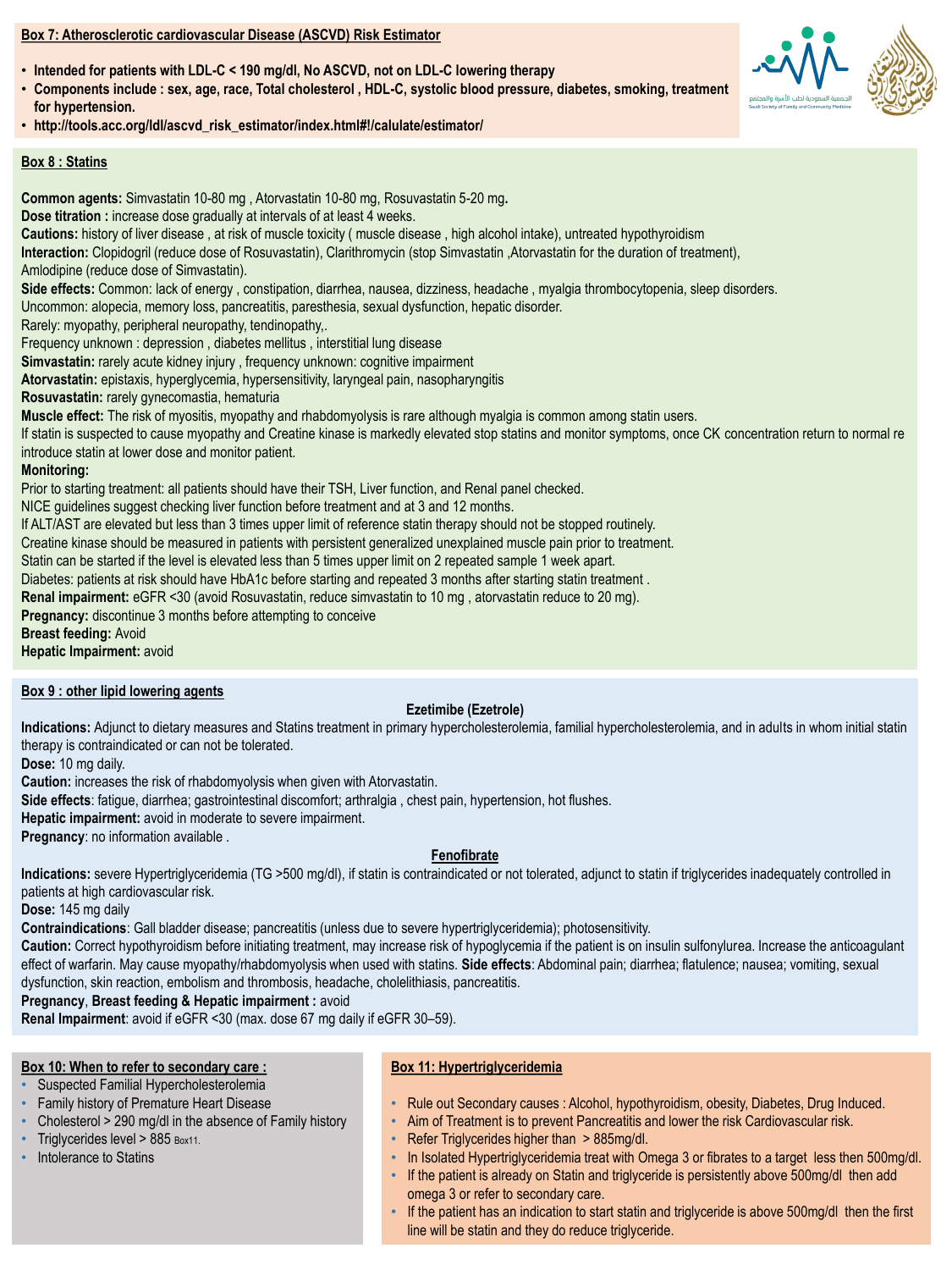**Box 7: Atherosclerotic cardiovascular Disease (ASCVD) Risk Estimator**

- **Intended for patients with LDL-C < 190 mg/dl, No ASCVD, not on LDL-C lowering therapy**
- **Components include : sex, age, race, Total cholesterol , HDL-C, systolic blood pressure, diabetes, smoking, treatment for hypertension.**
- **http://tools.acc.org/ldl/ascvd_risk_estimator/index.html#!/calulate/estimator/**

الجمعية السعودية لطب الأسرة والمجتمع
Saudi Society of Family and Community Medicine

**Box 8 : Statins**

**Common agents:** Simvastatin 10-80 mg , Atorvastatin 10-80 mg, Rosuvastatin 5-20 mg**.**
**Dose titration :** increase dose gradually at intervals of at least 4 weeks.
**Cautions:** history of liver disease , at risk of muscle toxicity ( muscle disease , high alcohol intake), untreated hypothyroidism
**Interaction:** Clopidogril (reduce dose of Rosuvastatin), Clarithromycin (stop Simvastatin ,Atorvastatin for the duration of treatment), Amlodipine (reduce dose of Simvastatin).
**Side effects:** Common: lack of energy , constipation, diarrhea, nausea, dizziness, headache , myalgia thrombocytopenia, sleep disorders.
Uncommon: alopecia, memory loss, pancreatitis, paresthesia, sexual dysfunction, hepatic disorder.
Rarely: myopathy, peripheral neuropathy, tendinopathy,.
Frequency unknown : depression , diabetes mellitus , interstitial lung disease
**Simvastatin:** rarely acute kidney injury , frequency unknown: cognitive impairment
**Atorvastatin:** epistaxis, hyperglycemia, hypersensitivity, laryngeal pain, nasopharyngitis
**Rosuvastatin:** rarely gynecomastia, hematuria
**Muscle effect:** The risk of myositis, myopathy and rhabdomyolysis is rare although myalgia is common among statin users.
If statin is suspected to cause myopathy and Creatine kinase is markedly elevated stop statins and monitor symptoms, once CK concentration return to normal re introduce statin at lower dose and monitor patient.
**Monitoring:**
Prior to starting treatment: all patients should have their TSH, Liver function, and Renal panel checked.
NICE guidelines suggest checking liver function before treatment and at 3 and 12 months.
If ALT/AST are elevated but less than 3 times upper limit of reference statin therapy should not be stopped routinely.
Creatine kinase should be measured in patients with persistent generalized unexplained muscle pain prior to treatment.
Statin can be started if the level is elevated less than 5 times upper limit on 2 repeated sample 1 week apart.
Diabetes: patients at risk should have HbA1c before starting and repeated 3 months after starting statin treatment .
**Renal impairment:** eGFR <30 (avoid Rosuvastatin, reduce simvastatin to 10 mg , atorvastatin reduce to 20 mg).
**Pregnancy:** discontinue 3 months before attempting to conceive
**Breast feeding:** Avoid
**Hepatic Impairment:** avoid

**Box 9 : other lipid lowering agents**

**Ezetimibe (Ezetrole)**

**Indications:** Adjunct to dietary measures and Statins treatment in primary hypercholesterolemia, familial hypercholesterolemia, and in adults in whom initial statin therapy is contraindicated or can not be tolerated.
**Dose:** 10 mg daily.
**Caution:** increases the risk of rhabdomyolysis when given with Atorvastatin.
**Side effects**: fatigue, diarrhea; gastrointestinal discomfort; arthralgia , chest pain, hypertension, hot flushes.
**Hepatic impairment:** avoid in moderate to severe impairment.
**Pregnancy**: no information available .

**Fenofibrate**

**Indications:** severe Hypertriglyceridemia (TG >500 mg/dl), if statin is contraindicated or not tolerated, adjunct to statin if triglycerides inadequately controlled in patients at high cardiovascular risk.
**Dose:** 145 mg daily
**Contraindications**: Gall bladder disease; pancreatitis (unless due to severe hypertriglyceridemia); photosensitivity.
**Caution:** Correct hypothyroidism before initiating treatment, may increase risk of hypoglycemia if the patient is on insulin sulfonylurea. Increase the anticoagulant effect of warfarin. May cause myopathy/rhabdomyolysis when used with statins. **Side effects**: Abdominal pain; diarrhea; flatulence; nausea; vomiting, sexual dysfunction, skin reaction, embolism and thrombosis, headache, cholelithiasis, pancreatitis.
**Pregnancy**, **Breast feeding & Hepatic impairment :** avoid
**Renal Impairment**: avoid if eGFR <30 (max. dose 67 mg daily if eGFR 30–59).

**Box 10: When to refer to secondary care :**

- Suspected Familial Hypercholesterolemia
- Family history of Premature Heart Disease
- Cholesterol > 290 mg/dl in the absence of Family history
- Triglycerides level > 885 Box11.
- Intolerance to Statins

**Box 11: Hypertriglyceridemia**

- Rule out Secondary causes : Alcohol, hypothyroidism, obesity, Diabetes, Drug Induced.
- Aim of Treatment is to prevent Pancreatitis and lower the risk Cardiovascular risk.
- Refer Triglycerides higher than > 885mg/dl.
- In Isolated Hypertriglyceridemia treat with Omega 3 or fibrates to a target less then 500mg/dl.
- If the patient is already on Statin and triglyceride is persistently above 500mg/dl then add omega 3 or refer to secondary care.
- If the patient has an indication to start statin and triglyceride is above 500mg/dl then the first line will be statin and they do reduce triglyceride.